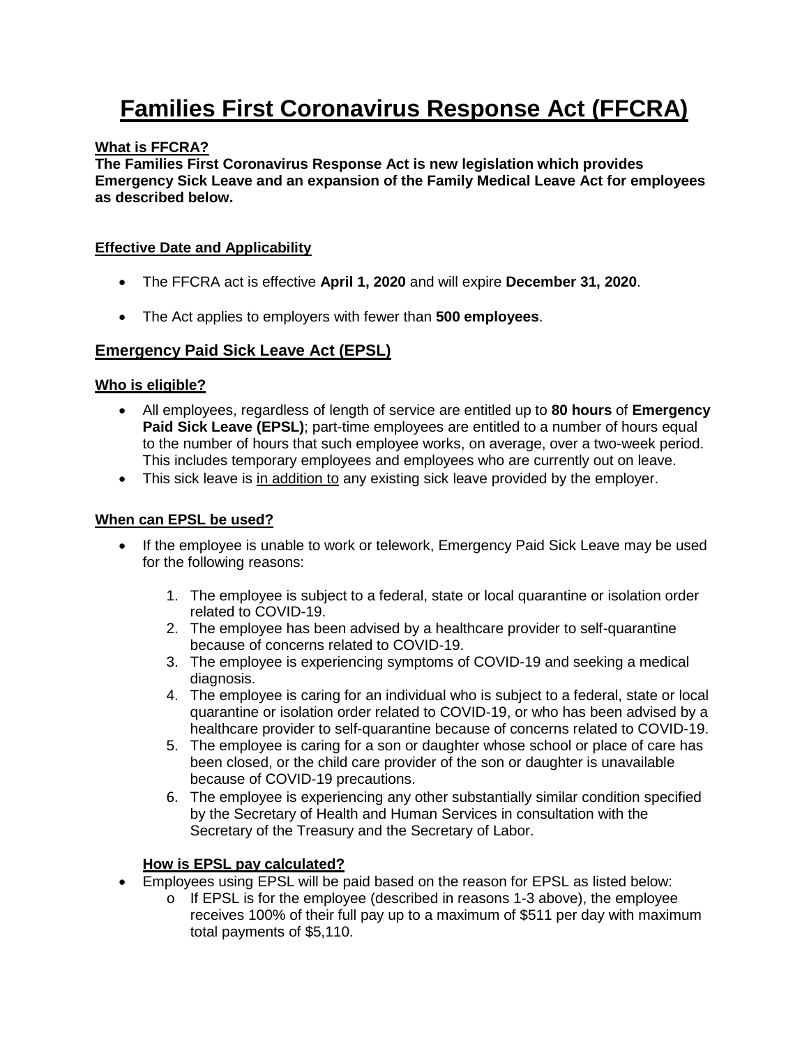# Families First Coronavirus Response Act (FFCRA)

**What is FFCRA?**

**The Families First Coronavirus Response Act is new legislation which provides Emergency Sick Leave and an expansion of the Family Medical Leave Act for employees as described below.**

**Effective Date and Applicability**

- The FFCRA act is effective **April 1, 2020** and will expire **December 31, 2020**.
- The Act applies to employers with fewer than **500 employees**.

## Emergency Paid Sick Leave Act (EPSL)

**Who is eligible?**

- All employees, regardless of length of service are entitled up to **80 hours** of **Emergency Paid Sick Leave (EPSL)**; part-time employees are entitled to a number of hours equal to the number of hours that such employee works, on average, over a two-week period. This includes temporary employees and employees who are currently out on leave.
- This sick leave is in addition to any existing sick leave provided by the employer.

**When can EPSL be used?**

- If the employee is unable to work or telework, Emergency Paid Sick Leave may be used for the following reasons:
  1. The employee is subject to a federal, state or local quarantine or isolation order related to COVID-19.
  2. The employee has been advised by a healthcare provider to self-quarantine because of concerns related to COVID-19.
  3. The employee is experiencing symptoms of COVID-19 and seeking a medical diagnosis.
  4. The employee is caring for an individual who is subject to a federal, state or local quarantine or isolation order related to COVID-19, or who has been advised by a healthcare provider to self-quarantine because of concerns related to COVID-19.
  5. The employee is caring for a son or daughter whose school or place of care has been closed, or the child care provider of the son or daughter is unavailable because of COVID-19 precautions.
  6. The employee is experiencing any other substantially similar condition specified by the Secretary of Health and Human Services in consultation with the Secretary of the Treasury and the Secretary of Labor.

**How is EPSL pay calculated?**

- Employees using EPSL will be paid based on the reason for EPSL as listed below:
  - If EPSL is for the employee (described in reasons 1-3 above), the employee receives 100% of their full pay up to a maximum of $511 per day with maximum total payments of $5,110.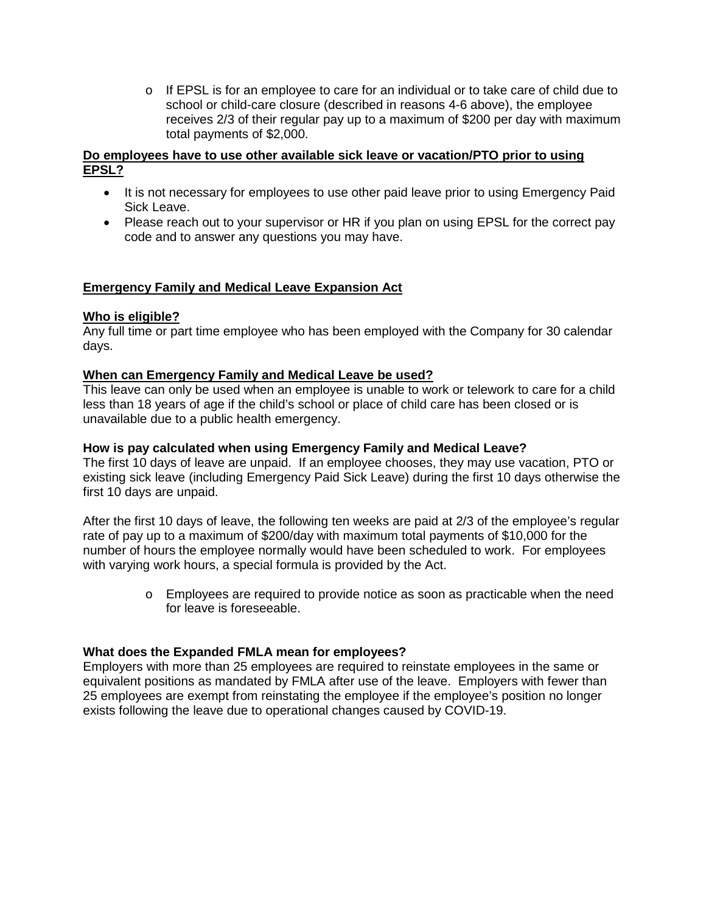- If EPSL is for an employee to care for an individual or to take care of child due to school or child-care closure (described in reasons 4-6 above), the employee receives 2/3 of their regular pay up to a maximum of $200 per day with maximum total payments of $2,000.

**Do employees have to use other available sick leave or vacation/PTO prior to using EPSL?**

- It is not necessary for employees to use other paid leave prior to using Emergency Paid Sick Leave.
- Please reach out to your supervisor or HR if you plan on using EPSL for the correct pay code and to answer any questions you may have.

## Emergency Family and Medical Leave Expansion Act

**Who is eligible?**

Any full time or part time employee who has been employed with the Company for 30 calendar days.

**When can Emergency Family and Medical Leave be used?**

This leave can only be used when an employee is unable to work or telework to care for a child less than 18 years of age if the child's school or place of child care has been closed or is unavailable due to a public health emergency.

**How is pay calculated when using Emergency Family and Medical Leave?**

The first 10 days of leave are unpaid. If an employee chooses, they may use vacation, PTO or existing sick leave (including Emergency Paid Sick Leave) during the first 10 days otherwise the first 10 days are unpaid.

After the first 10 days of leave, the following ten weeks are paid at 2/3 of the employee's regular rate of pay up to a maximum of $200/day with maximum total payments of $10,000 for the number of hours the employee normally would have been scheduled to work. For employees with varying work hours, a special formula is provided by the Act.

- Employees are required to provide notice as soon as practicable when the need for leave is foreseeable.

**What does the Expanded FMLA mean for employees?**

Employers with more than 25 employees are required to reinstate employees in the same or equivalent positions as mandated by FMLA after use of the leave. Employers with fewer than 25 employees are exempt from reinstating the employee if the employee's position no longer exists following the leave due to operational changes caused by COVID-19.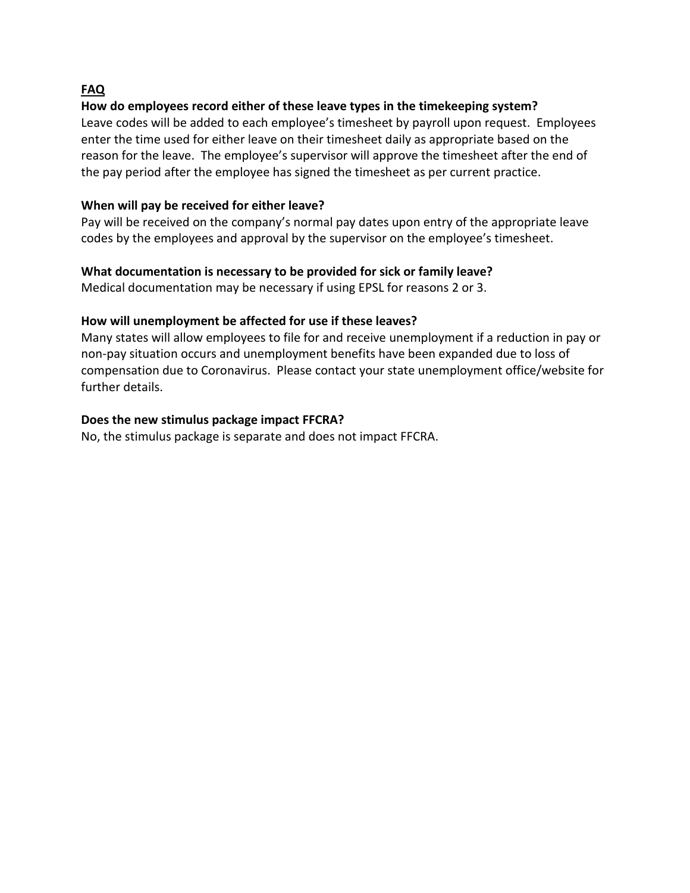**<u>FAQ</u>**

**How do employees record either of these leave types in the timekeeping system?**

Leave codes will be added to each employee's timesheet by payroll upon request. Employees enter the time used for either leave on their timesheet daily as appropriate based on the reason for the leave. The employee's supervisor will approve the timesheet after the end of the pay period after the employee has signed the timesheet as per current practice.

**When will pay be received for either leave?**

Pay will be received on the company's normal pay dates upon entry of the appropriate leave codes by the employees and approval by the supervisor on the employee's timesheet.

**What documentation is necessary to be provided for sick or family leave?**

Medical documentation may be necessary if using EPSL for reasons 2 or 3.

**How will unemployment be affected for use if these leaves?**

Many states will allow employees to file for and receive unemployment if a reduction in pay or non-pay situation occurs and unemployment benefits have been expanded due to loss of compensation due to Coronavirus. Please contact your state unemployment office/website for further details.

**Does the new stimulus package impact FFCRA?**

No, the stimulus package is separate and does not impact FFCRA.